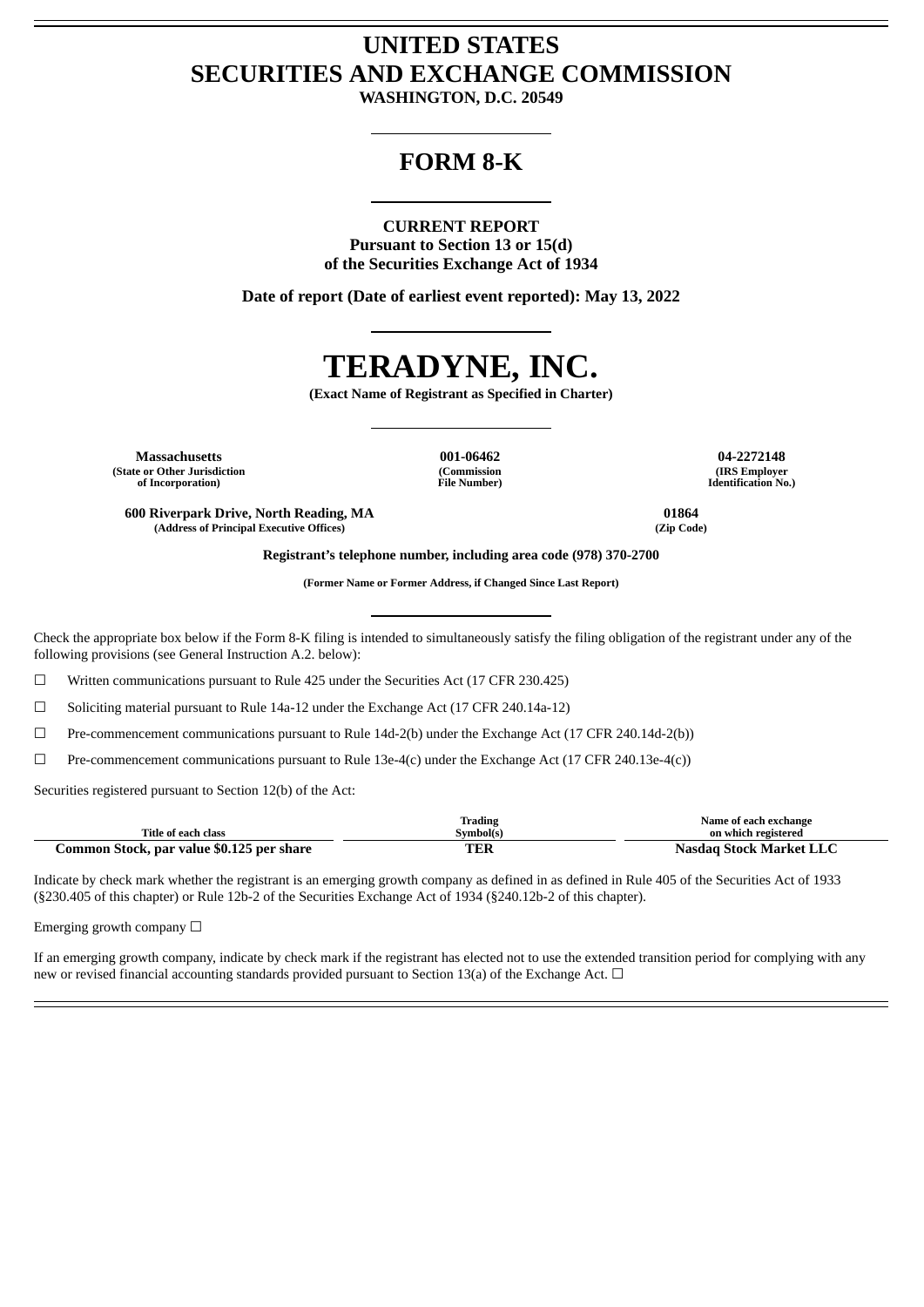# UNITED STATES
# SECURITIES AND EXCHANGE COMMISSION

**WASHINGTON, D.C. 20549**

## FORM 8-K

**CURRENT REPORT**
**Pursuant to Section 13 or 15(d)**
**of the Securities Exchange Act of 1934**

**Date of report (Date of earliest event reported): May 13, 2022**

# TERADYNE, INC.

**(Exact Name of Registrant as Specified in Charter)**

| Massachusetts | 001-06462 | 04-2272148 |
|---|---|---|
| (State or Other Jurisdiction of Incorporation) | (Commission File Number) | (IRS Employer Identification No.) |

| 600 Riverpark Drive, North Reading, MA | 01864 |
|---|---|
| (Address of Principal Executive Offices) | (Zip Code) |

**Registrant's telephone number, including area code (978) 370-2700**

**(Former Name or Former Address, if Changed Since Last Report)**

Check the appropriate box below if the Form 8-K filing is intended to simultaneously satisfy the filing obligation of the registrant under any of the following provisions (see General Instruction A.2. below):

☐ Written communications pursuant to Rule 425 under the Securities Act (17 CFR 230.425)

☐ Soliciting material pursuant to Rule 14a-12 under the Exchange Act (17 CFR 240.14a-12)

☐ Pre-commencement communications pursuant to Rule 14d-2(b) under the Exchange Act (17 CFR 240.14d-2(b))

☐ Pre-commencement communications pursuant to Rule 13e-4(c) under the Exchange Act (17 CFR 240.13e-4(c))

Securities registered pursuant to Section 12(b) of the Act:

| Title of each class | Trading Symbol(s) | Name of each exchange on which registered |
|---|---|---|
| Common Stock, par value $0.125 per share | TER | Nasdaq Stock Market LLC |

Indicate by check mark whether the registrant is an emerging growth company as defined in as defined in Rule 405 of the Securities Act of 1933 (§230.405 of this chapter) or Rule 12b-2 of the Securities Exchange Act of 1934 (§240.12b-2 of this chapter).

Emerging growth company ☐

If an emerging growth company, indicate by check mark if the registrant has elected not to use the extended transition period for complying with any new or revised financial accounting standards provided pursuant to Section 13(a) of the Exchange Act. ☐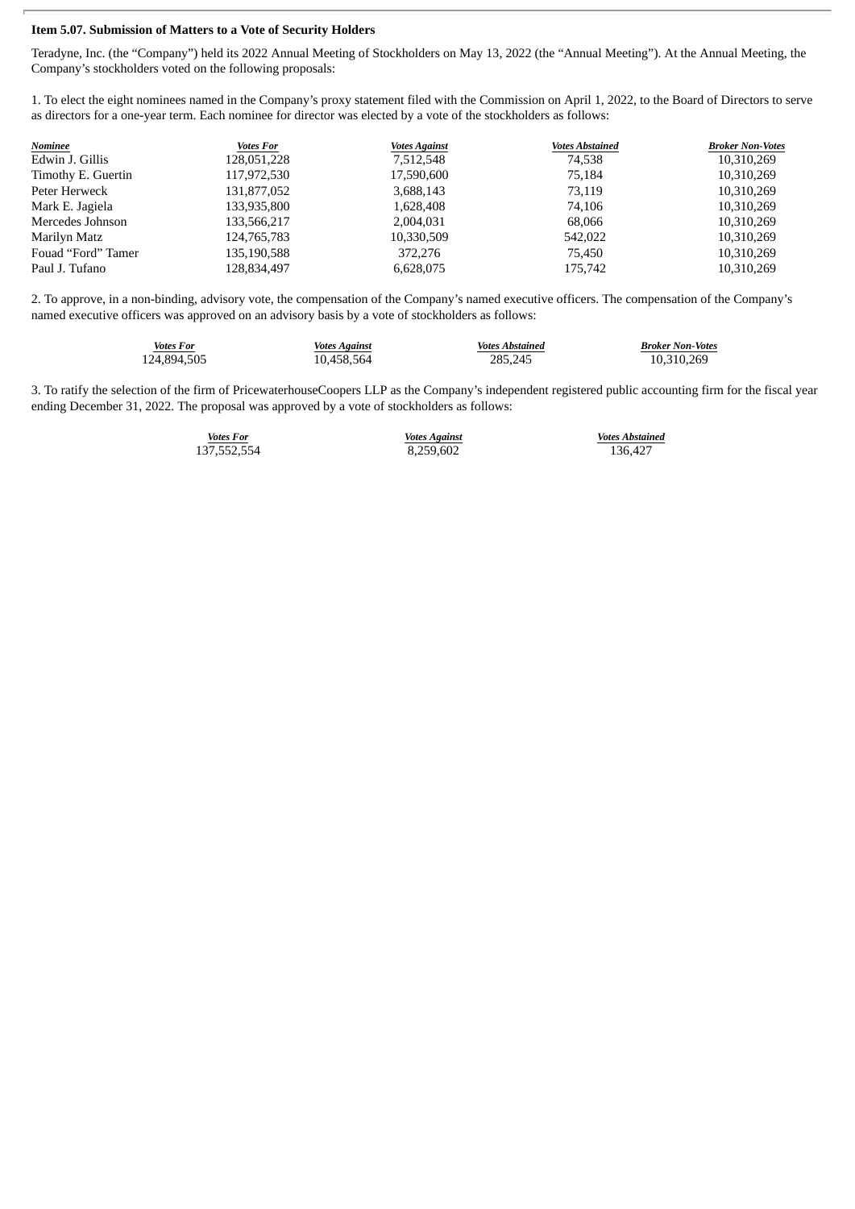**Item 5.07. Submission of Matters to a Vote of Security Holders**

Teradyne, Inc. (the "Company") held its 2022 Annual Meeting of Stockholders on May 13, 2022 (the "Annual Meeting"). At the Annual Meeting, the Company's stockholders voted on the following proposals:

1. To elect the eight nominees named in the Company's proxy statement filed with the Commission on April 1, 2022, to the Board of Directors to serve as directors for a one-year term. Each nominee for director was elected by a vote of the stockholders as follows:

| *Nominee* | *Votes For* | *Votes Against* | *Votes Abstained* | *Broker Non-Votes* |
|---|---|---|---|---|
| Edwin J. Gillis | 128,051,228 | 7,512,548 | 74,538 | 10,310,269 |
| Timothy E. Guertin | 117,972,530 | 17,590,600 | 75,184 | 10,310,269 |
| Peter Herweck | 131,877,052 | 3,688,143 | 73,119 | 10,310,269 |
| Mark E. Jagiela | 133,935,800 | 1,628,408 | 74,106 | 10,310,269 |
| Mercedes Johnson | 133,566,217 | 2,004,031 | 68,066 | 10,310,269 |
| Marilyn Matz | 124,765,783 | 10,330,509 | 542,022 | 10,310,269 |
| Fouad "Ford" Tamer | 135,190,588 | 372,276 | 75,450 | 10,310,269 |
| Paul J. Tufano | 128,834,497 | 6,628,075 | 175,742 | 10,310,269 |

2. To approve, in a non-binding, advisory vote, the compensation of the Company's named executive officers. The compensation of the Company's named executive officers was approved on an advisory basis by a vote of stockholders as follows:

| *Votes For* | *Votes Against* | *Votes Abstained* | *Broker Non-Votes* |
|---|---|---|---|
| 124,894,505 | 10,458,564 | 285,245 | 10,310,269 |

3. To ratify the selection of the firm of PricewaterhouseCoopers LLP as the Company's independent registered public accounting firm for the fiscal year ending December 31, 2022. The proposal was approved by a vote of stockholders as follows:

| *Votes For* | *Votes Against* | *Votes Abstained* |
|---|---|---|
| 137,552,554 | 8,259,602 | 136,427 |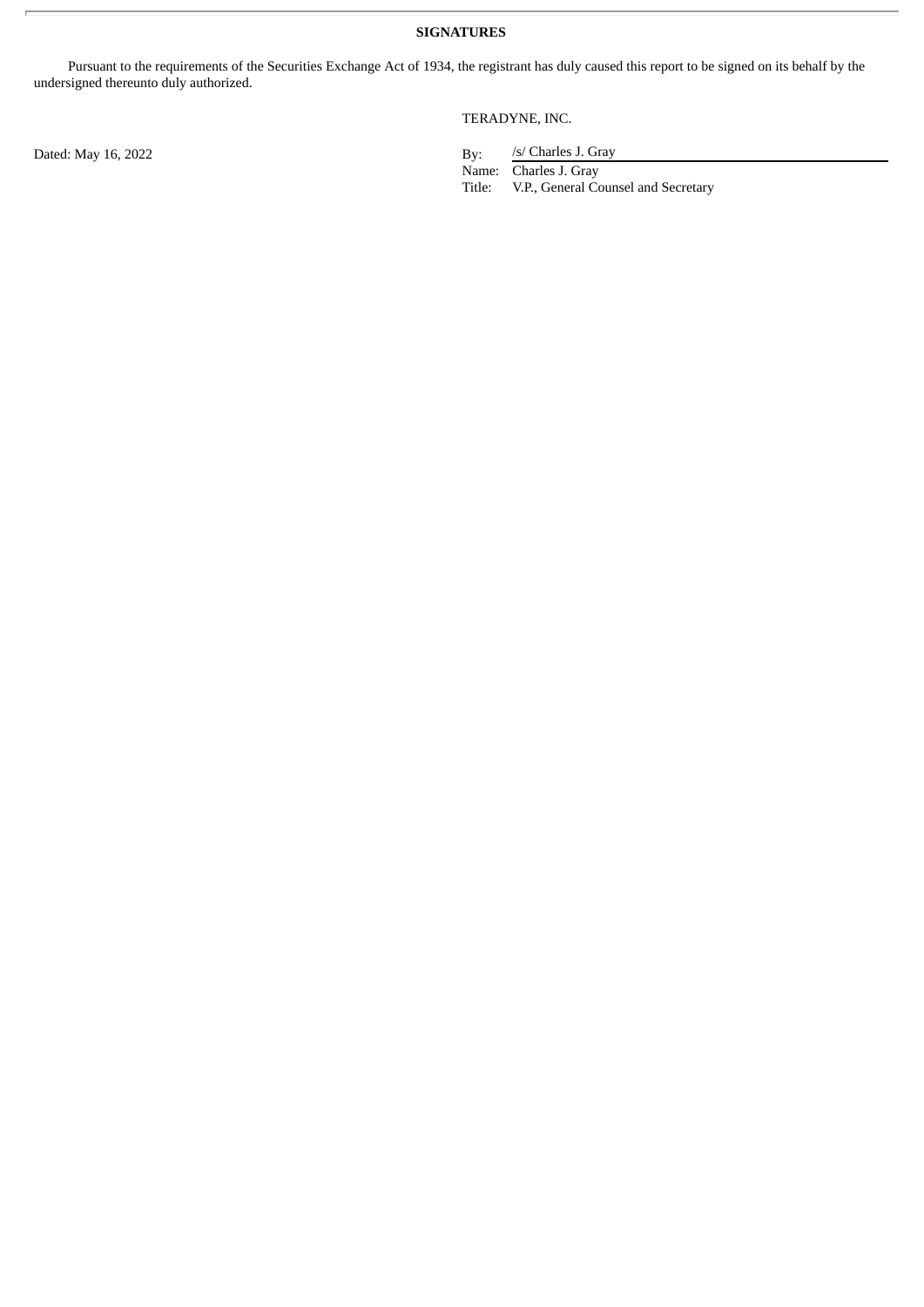**SIGNATURES**

Pursuant to the requirements of the Securities Exchange Act of 1934, the registrant has duly caused this report to be signed on its behalf by the undersigned thereunto duly authorized.

| | | |
|---|---|---|
| | | TERADYNE, INC. |
| Dated: May 16, 2022 | By: | /s/ Charles J. Gray |
| | Name: | Charles J. Gray |
| | Title: | V.P., General Counsel and Secretary |